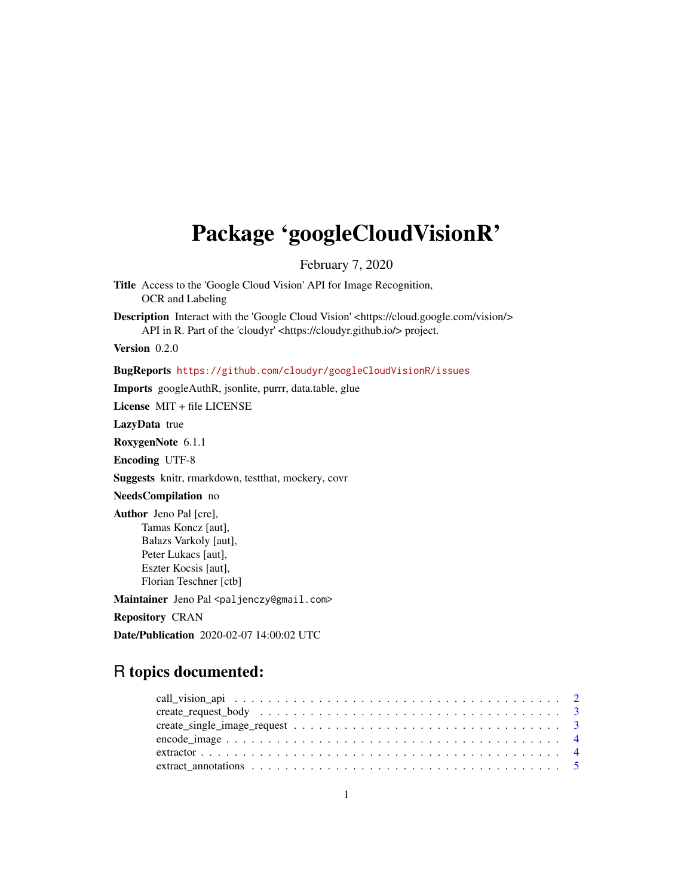# Package 'googleCloudVisionR'

February 7, 2020

**Title** Access to the 'Google Cloud Vision' API for Image Recognition, OCR and Labeling

**Description** Interact with the 'Google Cloud Vision' <https://cloud.google.com/vision/> API in R. Part of the 'cloudyr' <https://cloudyr.github.io/> project.

**Version** 0.2.0

**BugReports** https://github.com/cloudyr/googleCloudVisionR/issues

**Imports** googleAuthR, jsonlite, purrr, data.table, glue

**License** MIT + file LICENSE

**LazyData** true

**RoxygenNote** 6.1.1

**Encoding** UTF-8

**Suggests** knitr, rmarkdown, testthat, mockery, covr

**NeedsCompilation** no

**Author** Jeno Pal [cre], Tamas Koncz [aut], Balazs Varkoly [aut], Peter Lukacs [aut], Eszter Kocsis [aut], Florian Teschner [ctb]

**Maintainer** Jeno Pal <paljenczy@gmail.com>

**Repository** CRAN

**Date/Publication** 2020-02-07 14:00:02 UTC

## R topics documented:

- call_vision_api . . . . . . . . . . 2
- create_request_body . . . . . . . . . . 3
- create_single_image_request . . . . . . . . . . 3
- encode_image . . . . . . . . . . 4
- extractor . . . . . . . . . . 4
- extract_annotations . . . . . . . . . . 5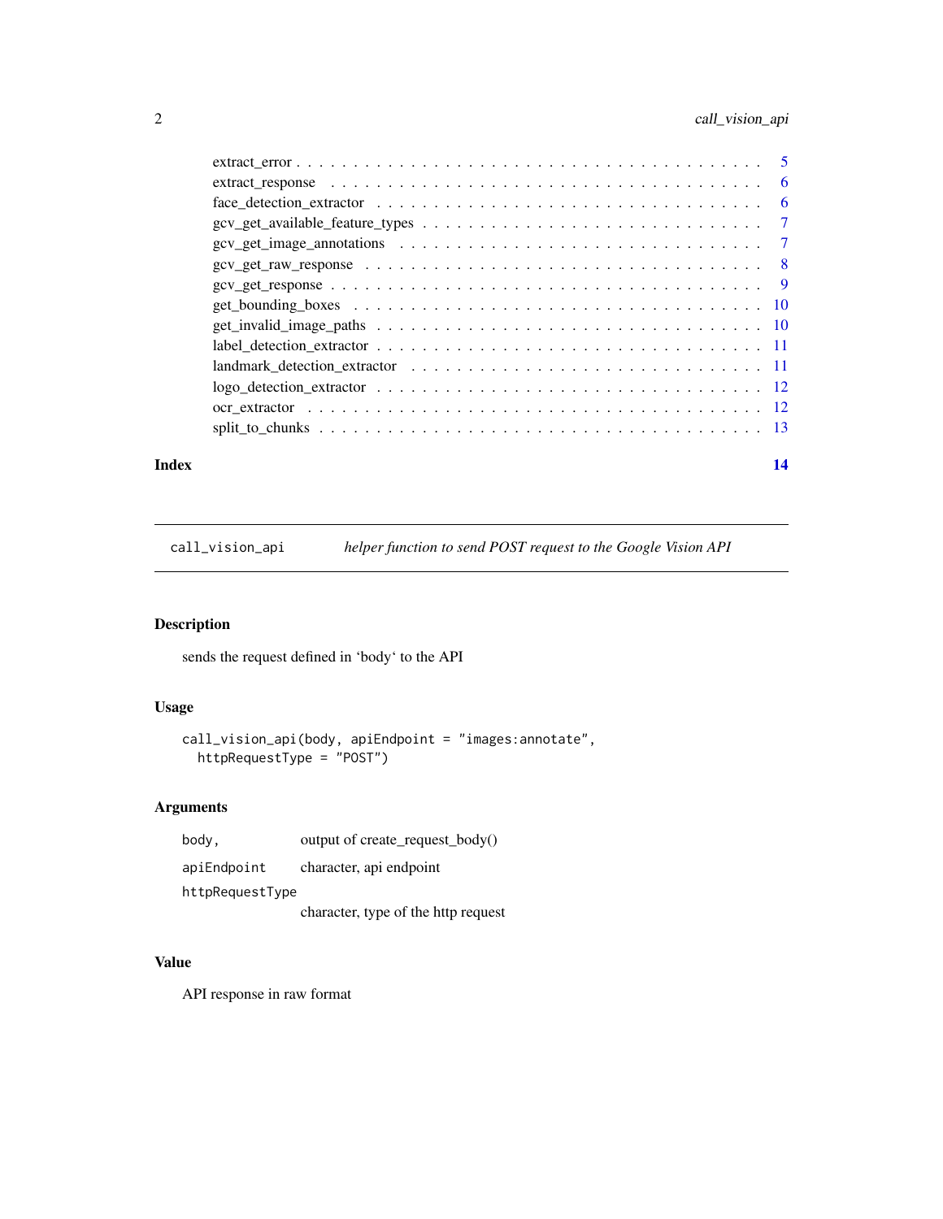extract_error . . . . . . . . . . . . . . . . . . . . . . . . . . . . . . . . . . . . . . 5
extract_response . . . . . . . . . . . . . . . . . . . . . . . . . . . . . . . . . . . . 6
face_detection_extractor . . . . . . . . . . . . . . . . . . . . . . . . . . . . . . . . . 6
gcv_get_available_feature_types . . . . . . . . . . . . . . . . . . . . . . . . . . . . . 7
gcv_get_image_annotations . . . . . . . . . . . . . . . . . . . . . . . . . . . . . . . . 7
gcv_get_raw_response . . . . . . . . . . . . . . . . . . . . . . . . . . . . . . . . . . . 8
gcv_get_response . . . . . . . . . . . . . . . . . . . . . . . . . . . . . . . . . . . . . 9
get_bounding_boxes . . . . . . . . . . . . . . . . . . . . . . . . . . . . . . . . . . . . 10
get_invalid_image_paths . . . . . . . . . . . . . . . . . . . . . . . . . . . . . . . . . 10
label_detection_extractor . . . . . . . . . . . . . . . . . . . . . . . . . . . . . . . . . 11
landmark_detection_extractor . . . . . . . . . . . . . . . . . . . . . . . . . . . . . . . 11
logo_detection_extractor . . . . . . . . . . . . . . . . . . . . . . . . . . . . . . . . . 12
ocr_extractor . . . . . . . . . . . . . . . . . . . . . . . . . . . . . . . . . . . . . . . 12
split_to_chunks . . . . . . . . . . . . . . . . . . . . . . . . . . . . . . . . . . . . . . 13

**Index** **14**

---

## `call_vision_api` *helper function to send POST request to the Google Vision API*

### Description

sends the request defined in 'body' to the API

### Usage

```
call_vision_api(body, apiEndpoint = "images:annotate",
  httpRequestType = "POST")
```

### Arguments

| | |
|---|---|
| `body,` | output of create_request_body() |
| `apiEndpoint` | character, api endpoint |
| `httpRequestType` | character, type of the http request |

### Value

API response in raw format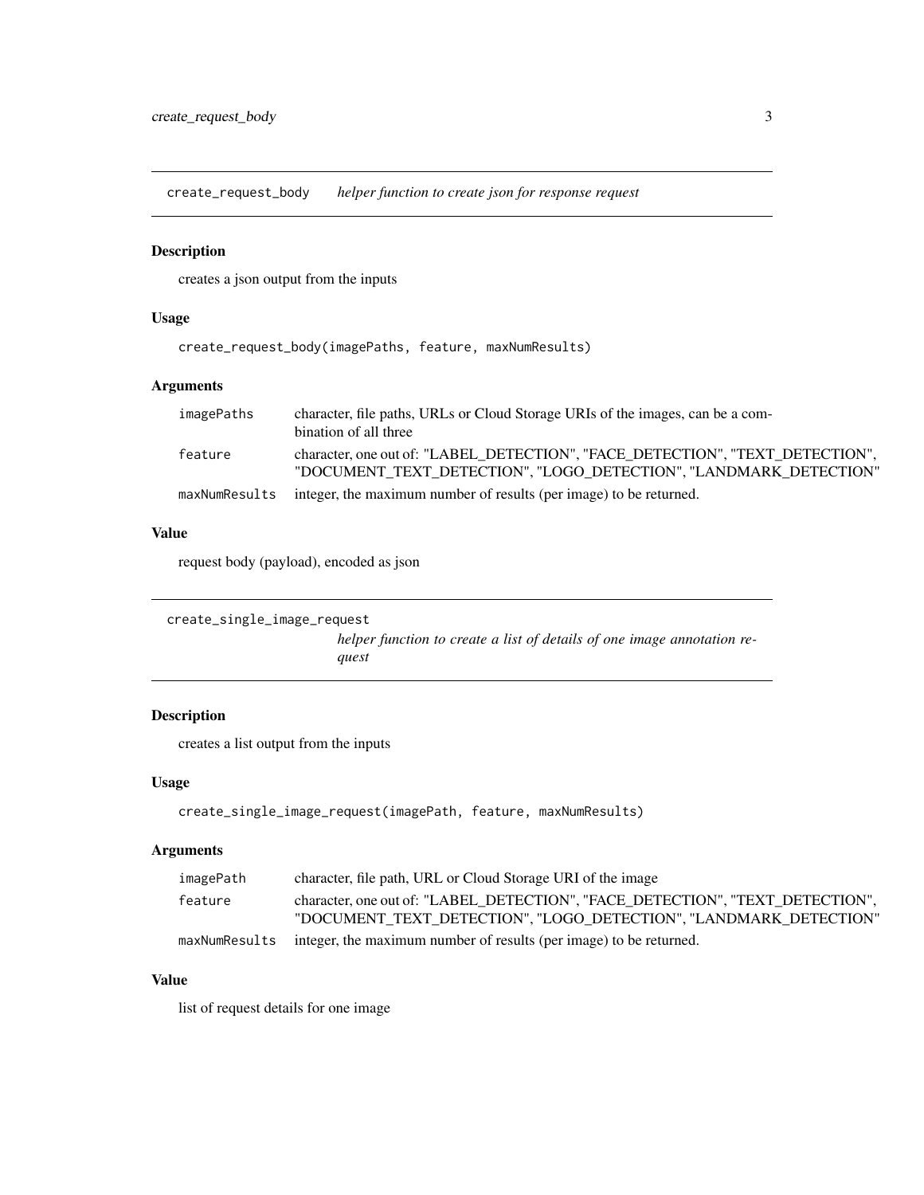## create_request_body *helper function to create json for response request*

### Description

creates a json output from the inputs

### Usage

```
create_request_body(imagePaths, feature, maxNumResults)
```

### Arguments

| | |
|---|---|
| `imagePaths` | character, file paths, URLs or Cloud Storage URIs of the images, can be a combination of all three |
| `feature` | character, one out of: "LABEL_DETECTION", "FACE_DETECTION", "TEXT_DETECTION", "DOCUMENT_TEXT_DETECTION", "LOGO_DETECTION", "LANDMARK_DETECTION" |
| `maxNumResults` | integer, the maximum number of results (per image) to be returned. |

### Value

request body (payload), encoded as json

## create_single_image_request *helper function to create a list of details of one image annotation request*

### Description

creates a list output from the inputs

### Usage

```
create_single_image_request(imagePath, feature, maxNumResults)
```

### Arguments

| | |
|---|---|
| `imagePath` | character, file path, URL or Cloud Storage URI of the image |
| `feature` | character, one out of: "LABEL_DETECTION", "FACE_DETECTION", "TEXT_DETECTION", "DOCUMENT_TEXT_DETECTION", "LOGO_DETECTION", "LANDMARK_DETECTION" |
| `maxNumResults` | integer, the maximum number of results (per image) to be returned. |

### Value

list of request details for one image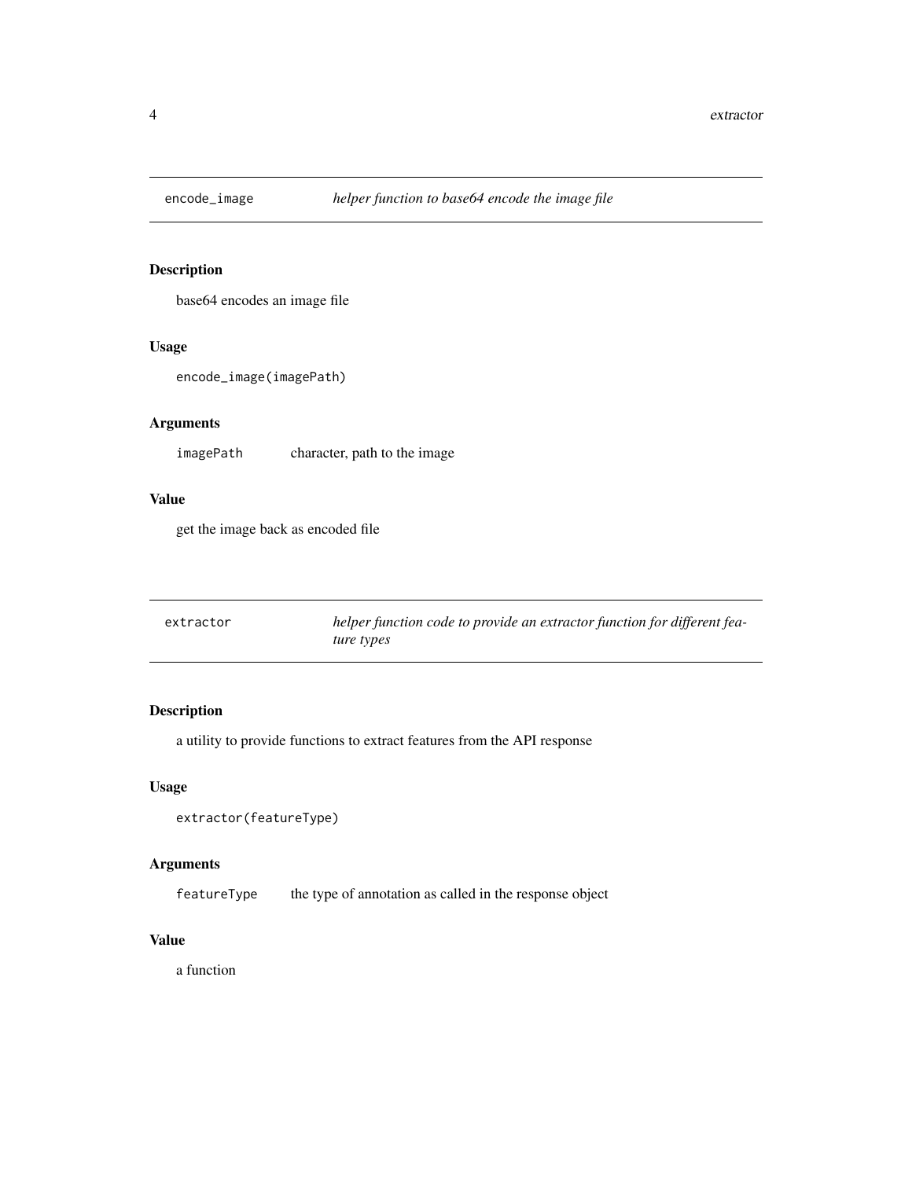## encode_image — *helper function to base64 encode the image file*

### Description

base64 encodes an image file

### Usage

```
encode_image(imagePath)
```

### Arguments

| | |
|---|---|
| imagePath | character, path to the image |

### Value

get the image back as encoded file

## extractor — *helper function code to provide an extractor function for different feature types*

### Description

a utility to provide functions to extract features from the API response

### Usage

```
extractor(featureType)
```

### Arguments

| | |
|---|---|
| featureType | the type of annotation as called in the response object |

### Value

a function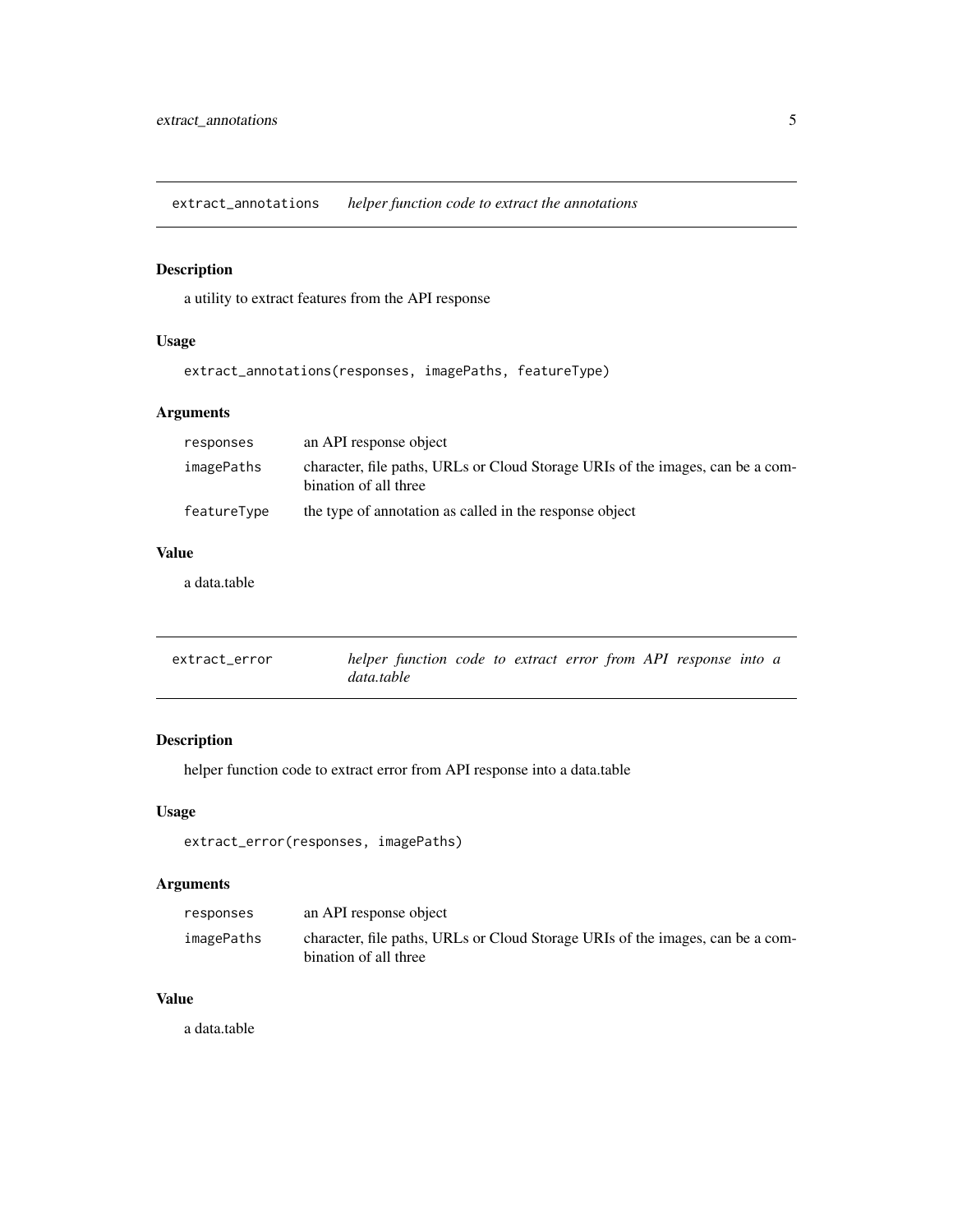## extract_annotations *helper function code to extract the annotations*

### Description

a utility to extract features from the API response

### Usage

```
extract_annotations(responses, imagePaths, featureType)
```

### Arguments

| | |
|---|---|
| `responses` | an API response object |
| `imagePaths` | character, file paths, URLs or Cloud Storage URIs of the images, can be a combination of all three |
| `featureType` | the type of annotation as called in the response object |

### Value

a data.table

## extract_error *helper function code to extract error from API response into a data.table*

### Description

helper function code to extract error from API response into a data.table

### Usage

```
extract_error(responses, imagePaths)
```

### Arguments

| | |
|---|---|
| `responses` | an API response object |
| `imagePaths` | character, file paths, URLs or Cloud Storage URIs of the images, can be a combination of all three |

### Value

a data.table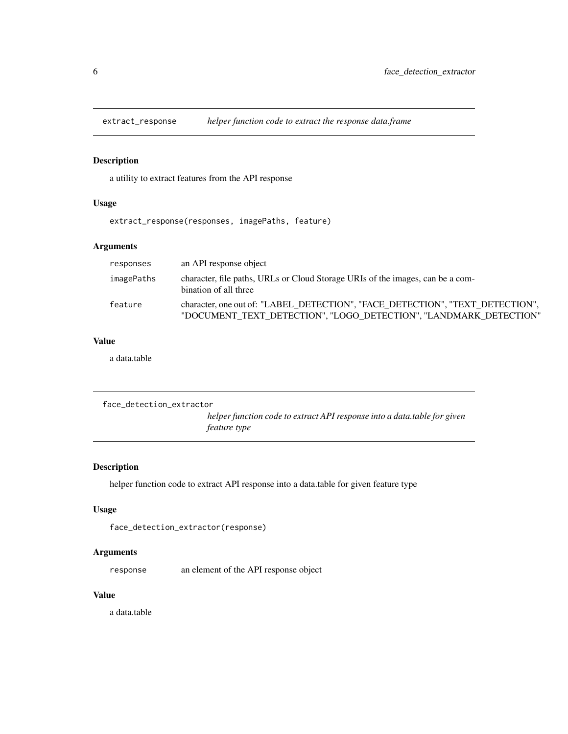## extract_response *helper function code to extract the response data.frame*

### Description

a utility to extract features from the API response

### Usage

```
extract_response(responses, imagePaths, feature)
```

### Arguments

| | |
|---|---|
| responses | an API response object |
| imagePaths | character, file paths, URLs or Cloud Storage URIs of the images, can be a combination of all three |
| feature | character, one out of: "LABEL_DETECTION", "FACE_DETECTION", "TEXT_DETECTION", "DOCUMENT_TEXT_DETECTION", "LOGO_DETECTION", "LANDMARK_DETECTION" |

### Value

a data.table

## face_detection_extractor *helper function code to extract API response into a data.table for given feature type*

### Description

helper function code to extract API response into a data.table for given feature type

### Usage

```
face_detection_extractor(response)
```

### Arguments

| | |
|---|---|
| response | an element of the API response object |

### Value

a data.table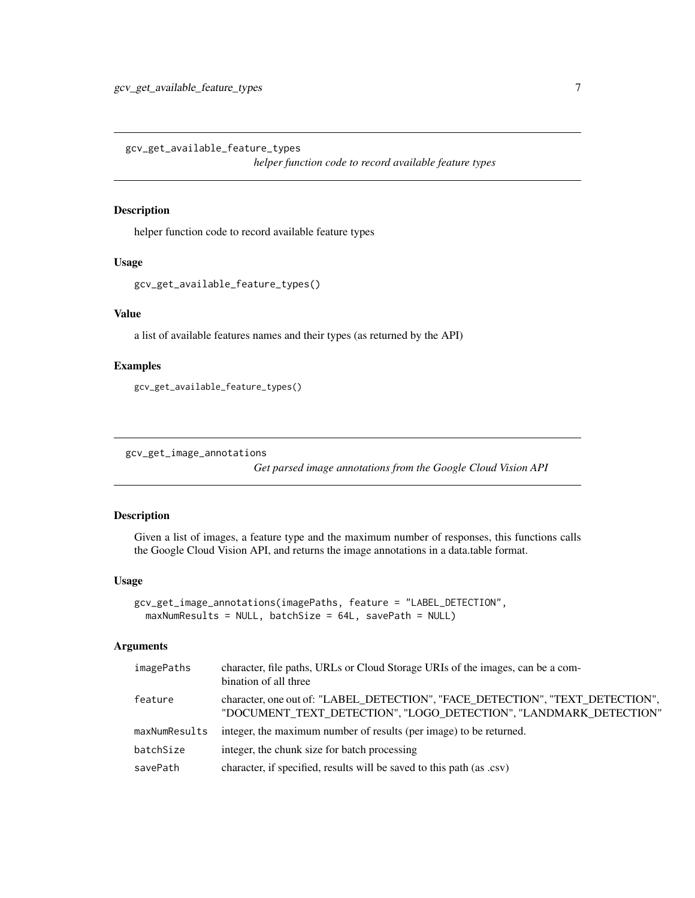## gcv_get_available_feature_types

*helper function code to record available feature types*

### Description

helper function code to record available feature types

### Usage

```
gcv_get_available_feature_types()
```

### Value

a list of available features names and their types (as returned by the API)

### Examples

```
gcv_get_available_feature_types()
```

## gcv_get_image_annotations

*Get parsed image annotations from the Google Cloud Vision API*

### Description

Given a list of images, a feature type and the maximum number of responses, this functions calls the Google Cloud Vision API, and returns the image annotations in a data.table format.

### Usage

```
gcv_get_image_annotations(imagePaths, feature = "LABEL_DETECTION",
  maxNumResults = NULL, batchSize = 64L, savePath = NULL)
```

### Arguments

| | |
|---|---|
| imagePaths | character, file paths, URLs or Cloud Storage URIs of the images, can be a combination of all three |
| feature | character, one out of: "LABEL_DETECTION", "FACE_DETECTION", "TEXT_DETECTION", "DOCUMENT_TEXT_DETECTION", "LOGO_DETECTION", "LANDMARK_DETECTION" |
| maxNumResults | integer, the maximum number of results (per image) to be returned. |
| batchSize | integer, the chunk size for batch processing |
| savePath | character, if specified, results will be saved to this path (as .csv) |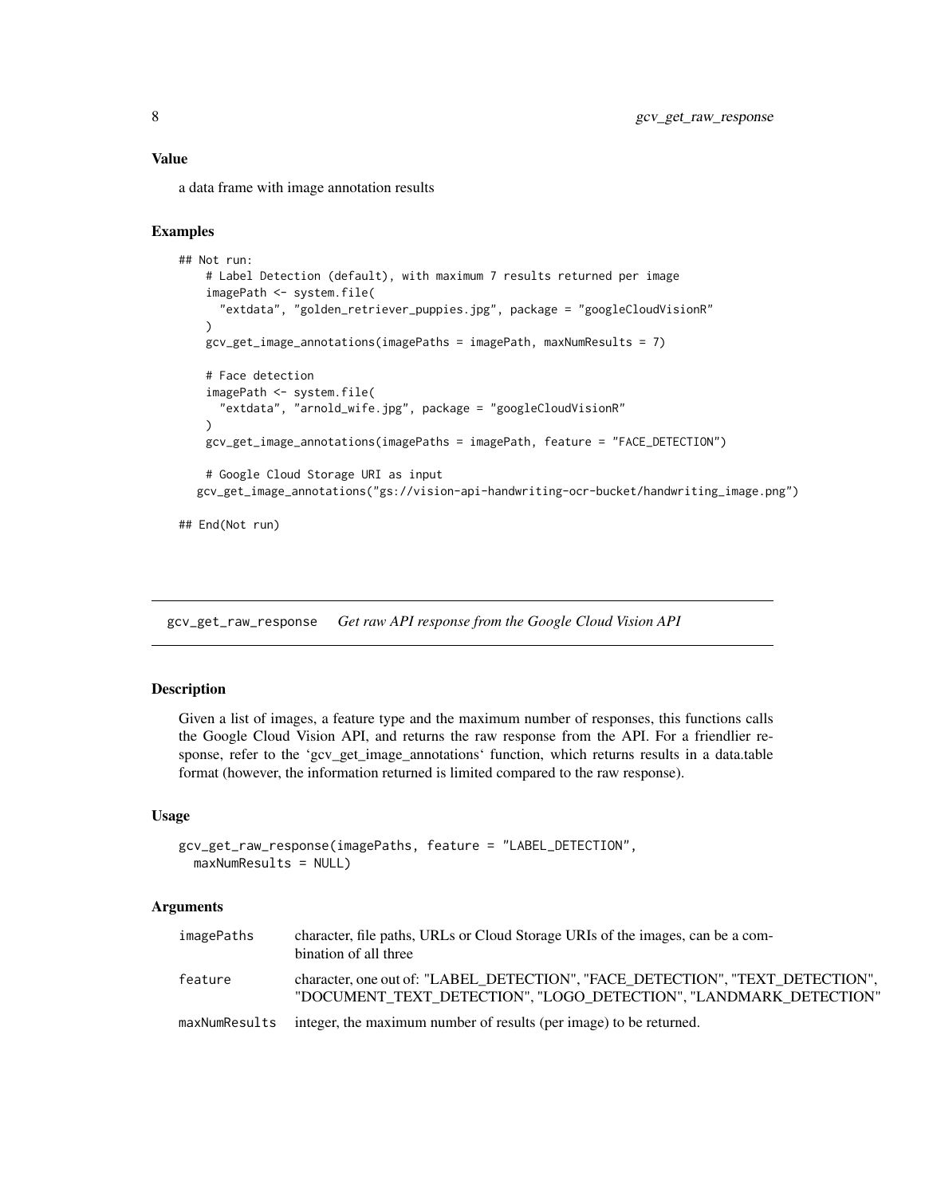### Value

a data frame with image annotation results

### Examples

```
## Not run:
    # Label Detection (default), with maximum 7 results returned per image
    imagePath <- system.file(
      "extdata", "golden_retriever_puppies.jpg", package = "googleCloudVisionR"
    )
    gcv_get_image_annotations(imagePaths = imagePath, maxNumResults = 7)

    # Face detection
    imagePath <- system.file(
      "extdata", "arnold_wife.jpg", package = "googleCloudVisionR"
    )
    gcv_get_image_annotations(imagePaths = imagePath, feature = "FACE_DETECTION")

    # Google Cloud Storage URI as input
   gcv_get_image_annotations("gs://vision-api-handwriting-ocr-bucket/handwriting_image.png")

## End(Not run)
```

---

## gcv_get_raw_response    *Get raw API response from the Google Cloud Vision API*

---

### Description

Given a list of images, a feature type and the maximum number of responses, this functions calls the Google Cloud Vision API, and returns the raw response from the API. For a friendlier response, refer to the 'gcv_get_image_annotations' function, which returns results in a data.table format (however, the information returned is limited compared to the raw response).

### Usage

```
gcv_get_raw_response(imagePaths, feature = "LABEL_DETECTION",
  maxNumResults = NULL)
```

### Arguments

| | |
|---|---|
| imagePaths | character, file paths, URLs or Cloud Storage URIs of the images, can be a combination of all three |
| feature | character, one out of: "LABEL_DETECTION", "FACE_DETECTION", "TEXT_DETECTION", "DOCUMENT_TEXT_DETECTION", "LOGO_DETECTION", "LANDMARK_DETECTION" |
| maxNumResults | integer, the maximum number of results (per image) to be returned. |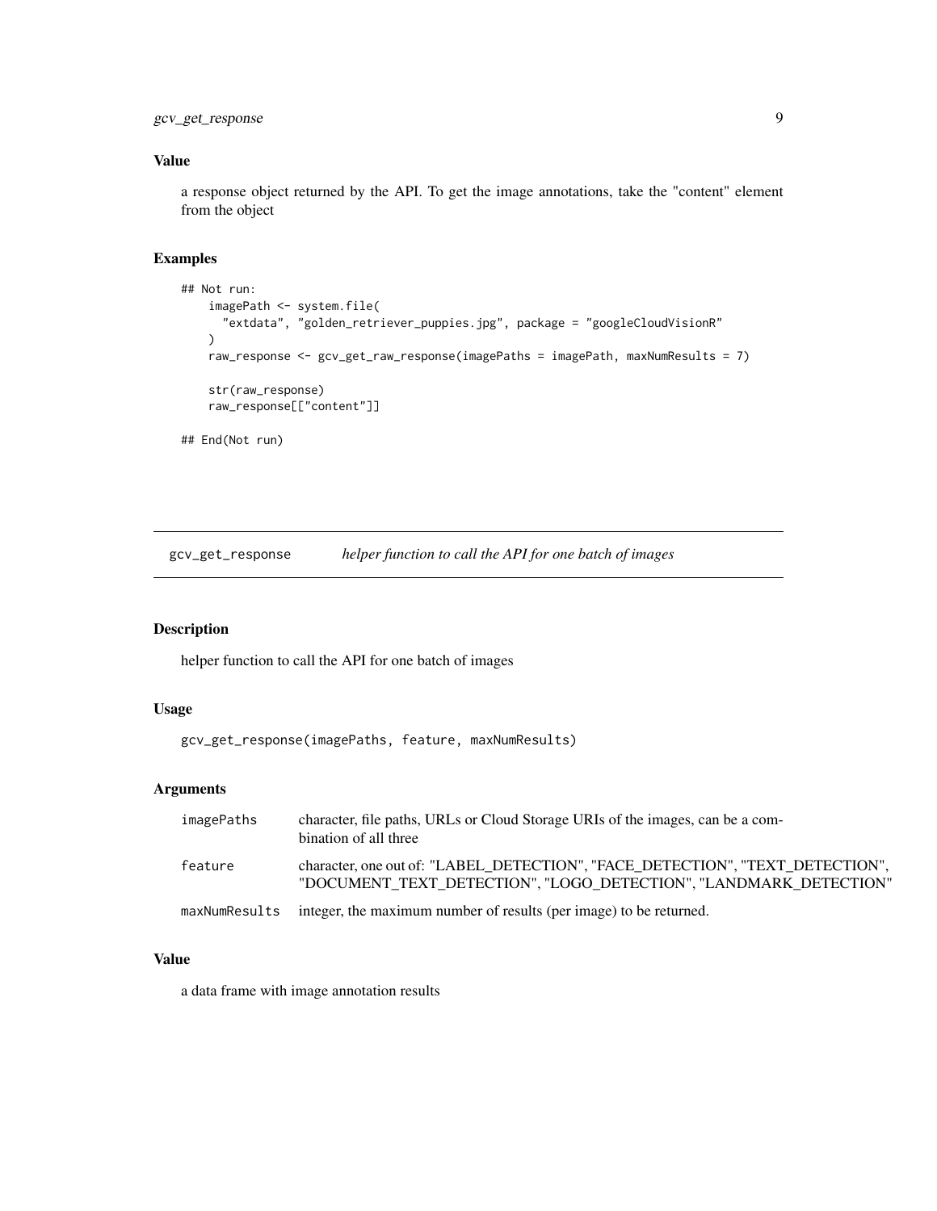### Value

a response object returned by the API. To get the image annotations, take the "content" element from the object

### Examples

```
## Not run:
    imagePath <- system.file(
      "extdata", "golden_retriever_puppies.jpg", package = "googleCloudVisionR"
    )
    raw_response <- gcv_get_raw_response(imagePaths = imagePath, maxNumResults = 7)

    str(raw_response)
    raw_response[["content"]]

## End(Not run)
```

---

## gcv_get_response *helper function to call the API for one batch of images*

### Description

helper function to call the API for one batch of images

### Usage

```
gcv_get_response(imagePaths, feature, maxNumResults)
```

### Arguments

| | |
|---|---|
| imagePaths | character, file paths, URLs or Cloud Storage URIs of the images, can be a combination of all three |
| feature | character, one out of: "LABEL_DETECTION", "FACE_DETECTION", "TEXT_DETECTION", "DOCUMENT_TEXT_DETECTION", "LOGO_DETECTION", "LANDMARK_DETECTION" |
| maxNumResults | integer, the maximum number of results (per image) to be returned. |

### Value

a data frame with image annotation results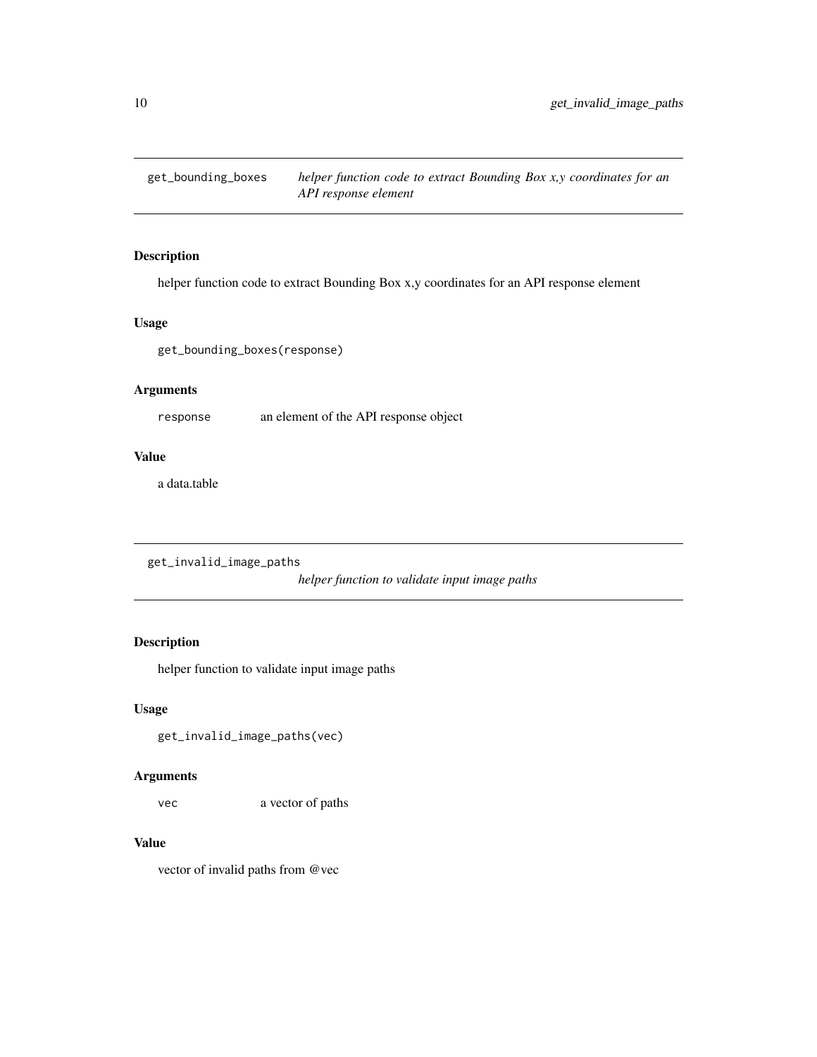## get_bounding_boxes — *helper function code to extract Bounding Box x,y coordinates for an API response element*

### Description

helper function code to extract Bounding Box x,y coordinates for an API response element

### Usage

```
get_bounding_boxes(response)
```

### Arguments

| | |
|---|---|
| `response` | an element of the API response object |

### Value

a data.table

## get_invalid_image_paths — *helper function to validate input image paths*

### Description

helper function to validate input image paths

### Usage

```
get_invalid_image_paths(vec)
```

### Arguments

| | |
|---|---|
| `vec` | a vector of paths |

### Value

vector of invalid paths from @vec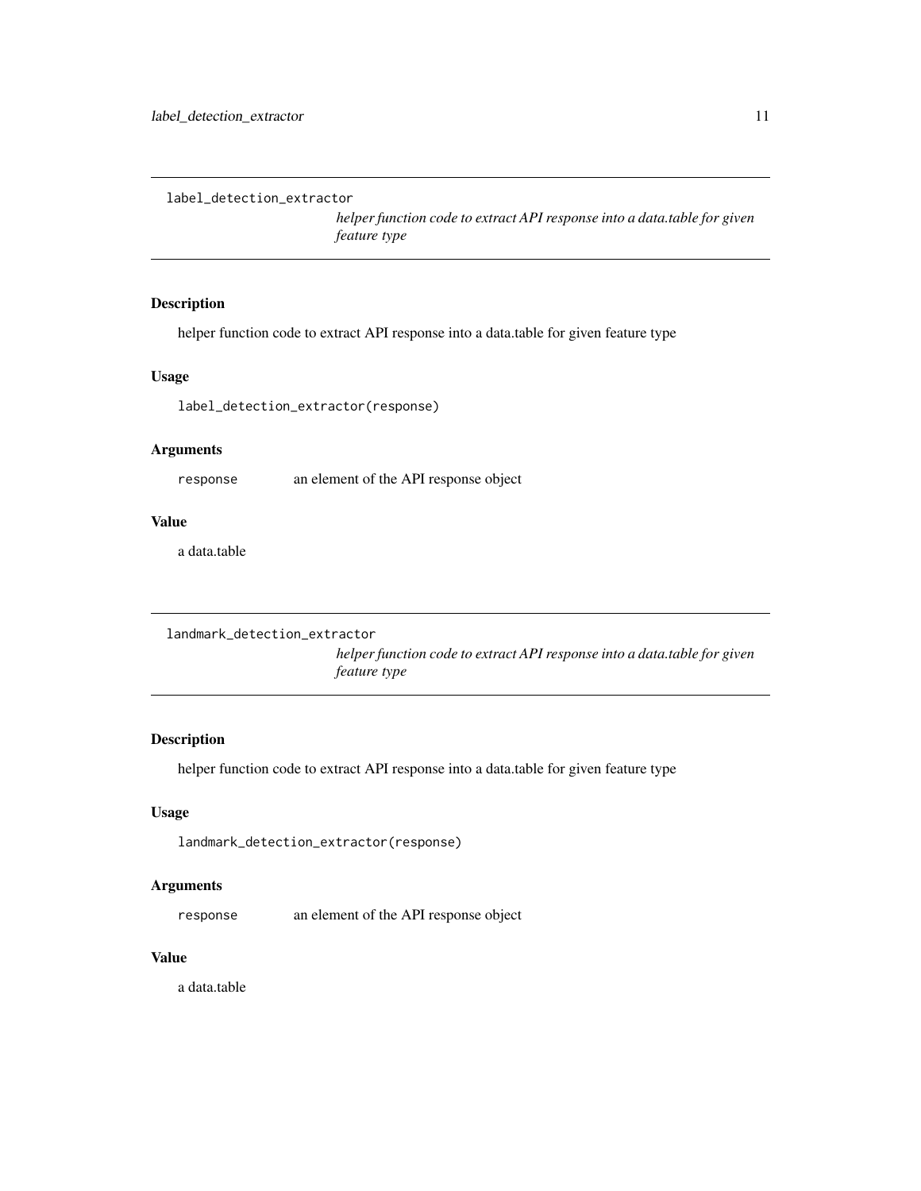## label_detection_extractor

*helper function code to extract API response into a data.table for given feature type*

### Description

helper function code to extract API response into a data.table for given feature type

### Usage

```
label_detection_extractor(response)
```

### Arguments

| | |
|---|---|
| `response` | an element of the API response object |

### Value

a data.table

## landmark_detection_extractor

*helper function code to extract API response into a data.table for given feature type*

### Description

helper function code to extract API response into a data.table for given feature type

### Usage

```
landmark_detection_extractor(response)
```

### Arguments

| | |
|---|---|
| `response` | an element of the API response object |

### Value

a data.table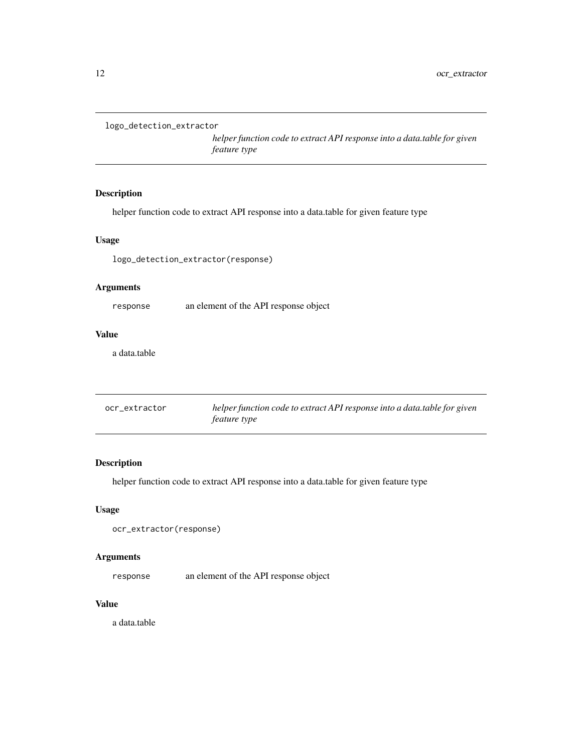## logo_detection_extractor

*helper function code to extract API response into a data.table for given feature type*

### Description

helper function code to extract API response into a data.table for given feature type

### Usage

```
logo_detection_extractor(response)
```

### Arguments

| | |
|---|---|
| response | an element of the API response object |

### Value

a data.table

## ocr_extractor

*helper function code to extract API response into a data.table for given feature type*

### Description

helper function code to extract API response into a data.table for given feature type

### Usage

```
ocr_extractor(response)
```

### Arguments

| | |
|---|---|
| response | an element of the API response object |

### Value

a data.table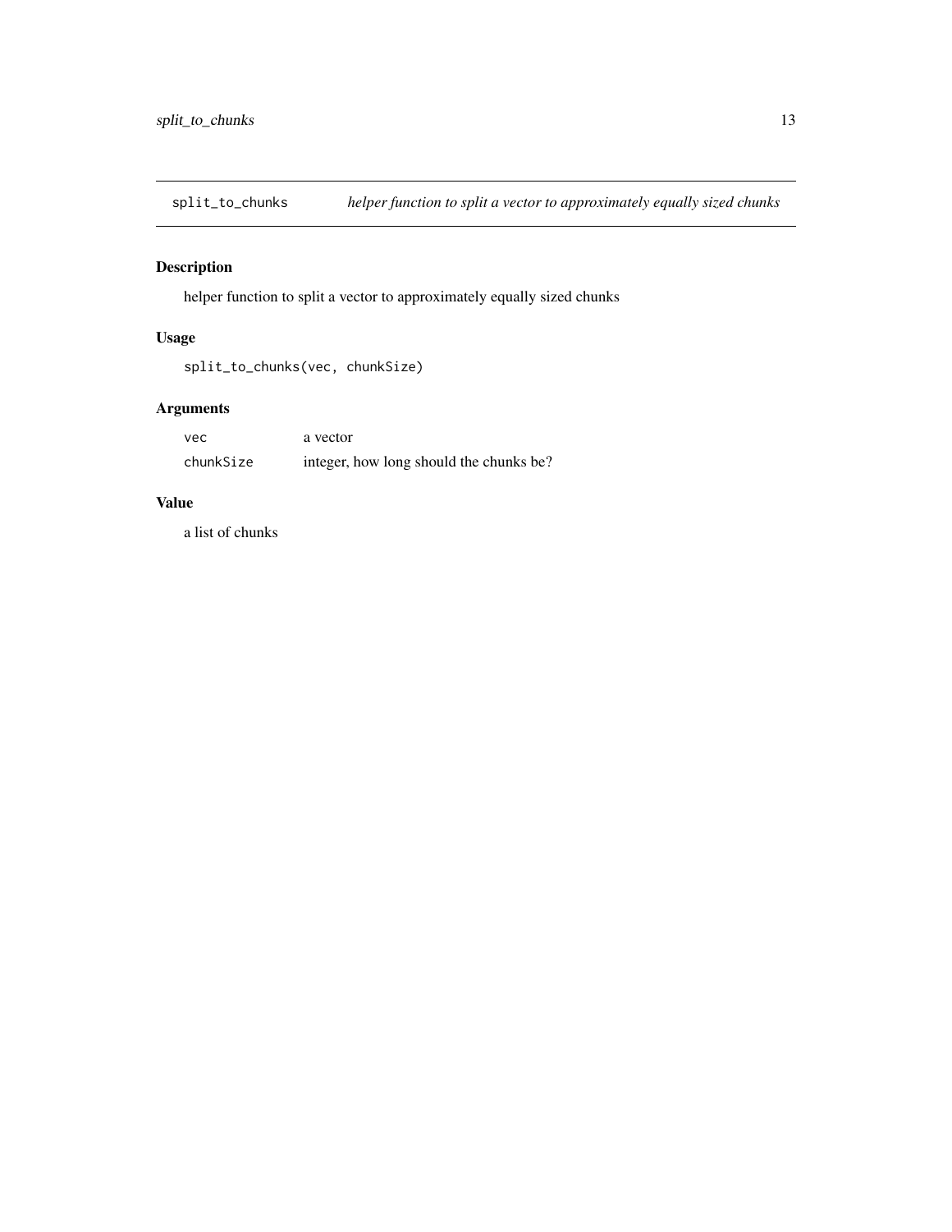## split_to_chunks *helper function to split a vector to approximately equally sized chunks*

### Description

helper function to split a vector to approximately equally sized chunks

### Usage

```
split_to_chunks(vec, chunkSize)
```

### Arguments

| | |
|---|---|
| `vec` | a vector |
| `chunkSize` | integer, how long should the chunks be? |

### Value

a list of chunks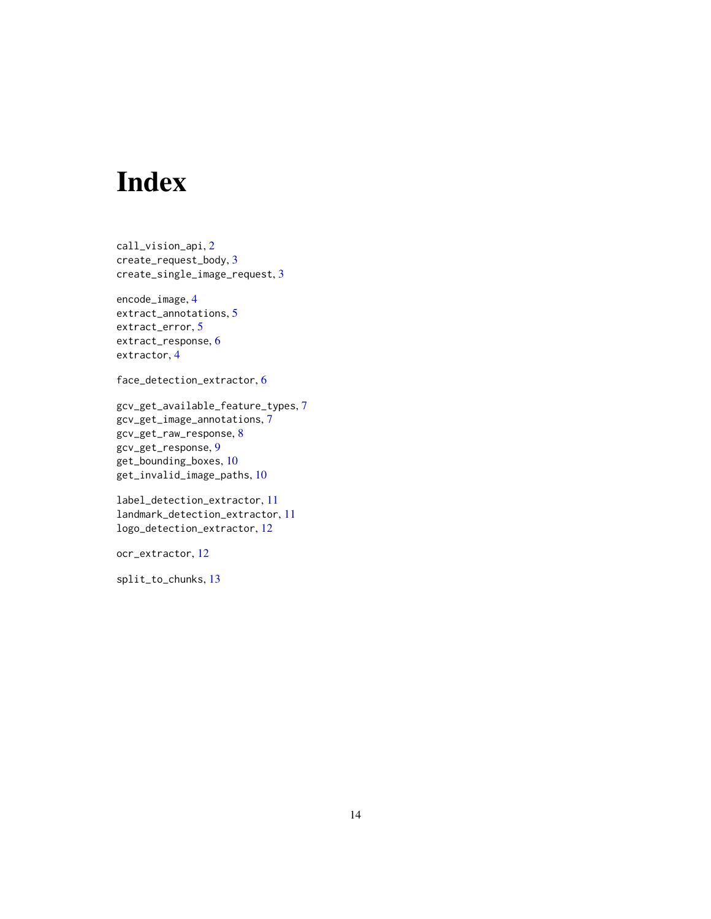# Index

call_vision_api, 2
create_request_body, 3
create_single_image_request, 3

encode_image, 4
extract_annotations, 5
extract_error, 5
extract_response, 6
extractor, 4

face_detection_extractor, 6

gcv_get_available_feature_types, 7
gcv_get_image_annotations, 7
gcv_get_raw_response, 8
gcv_get_response, 9
get_bounding_boxes, 10
get_invalid_image_paths, 10

label_detection_extractor, 11
landmark_detection_extractor, 11
logo_detection_extractor, 12

ocr_extractor, 12

split_to_chunks, 13